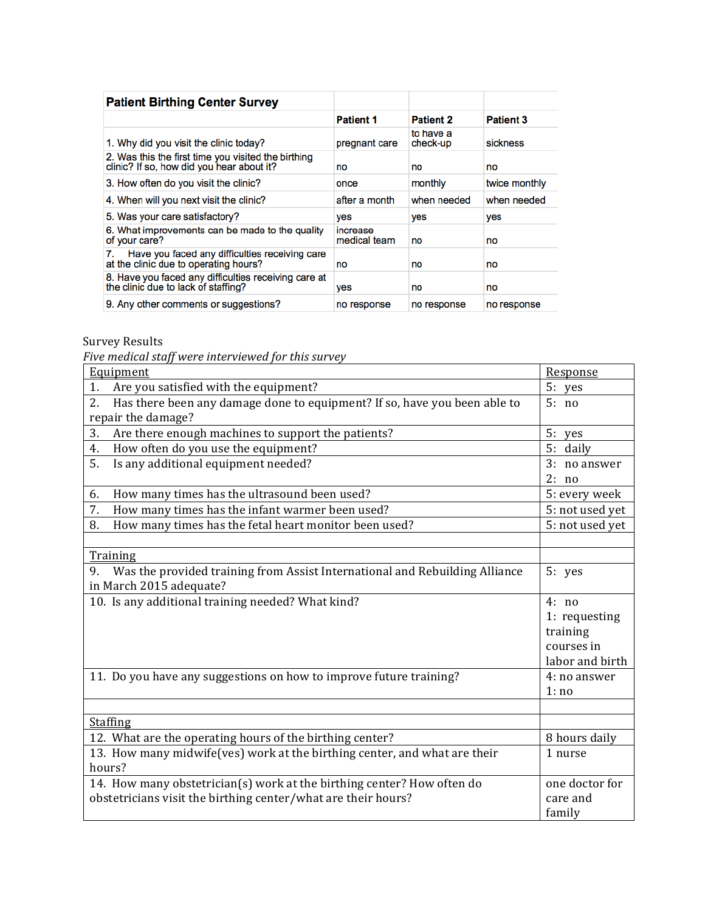| Patient Birthing Center Survey | | | |
|---|---|---|---|
| | **Patient 1** | **Patient 2** | **Patient 3** |
| 1. Why did you visit the clinic today? | pregnant care | to have a check-up | sickness |
| 2. Was this the first time you visited the birthing clinic? If so, how did you hear about it? | no | no | no |
| 3. How often do you visit the clinic? | once | monthly | twice monthly |
| 4. When will you next visit the clinic? | after a month | when needed | when needed |
| 5. Was your care satisfactory? | yes | yes | yes |
| 6. What improvements can be made to the quality of your care? | increase medical team | no | no |
| 7. Have you faced any difficulties receiving care at the clinic due to operating hours? | no | no | no |
| 8. Have you faced any difficulties receiving care at the clinic due to lack of staffing? | yes | no | no |
| 9. Any other comments or suggestions? | no response | no response | no response |

Survey Results

*Five medical staff were interviewed for this survey*

| Equipment | Response |
|---|---|
| 1. Are you satisfied with the equipment? | 5: yes |
| 2. Has there been any damage done to equipment? If so, have you been able to repair the damage? | 5: no |
| 3. Are there enough machines to support the patients? | 5: yes |
| 4. How often do you use the equipment? | 5: daily |
| 5. Is any additional equipment needed? | 3: no answer<br>2: no |
| 6. How many times has the ultrasound been used? | 5: every week |
| 7. How many times has the infant warmer been used? | 5: not used yet |
| 8. How many times has the fetal heart monitor been used? | 5: not used yet |
| | |
| Training | |
| 9. Was the provided training from Assist International and Rebuilding Alliance in March 2015 adequate? | 5: yes |
| 10. Is any additional training needed? What kind? | 4: no<br>1: requesting training courses in labor and birth |
| 11. Do you have any suggestions on how to improve future training? | 4: no answer<br>1: no |
| | |
| Staffing | |
| 12. What are the operating hours of the birthing center? | 8 hours daily |
| 13. How many midwife(ves) work at the birthing center, and what are their hours? | 1 nurse |
| 14. How many obstetrician(s) work at the birthing center? How often do obstetricians visit the birthing center/what are their hours? | one doctor for care and family |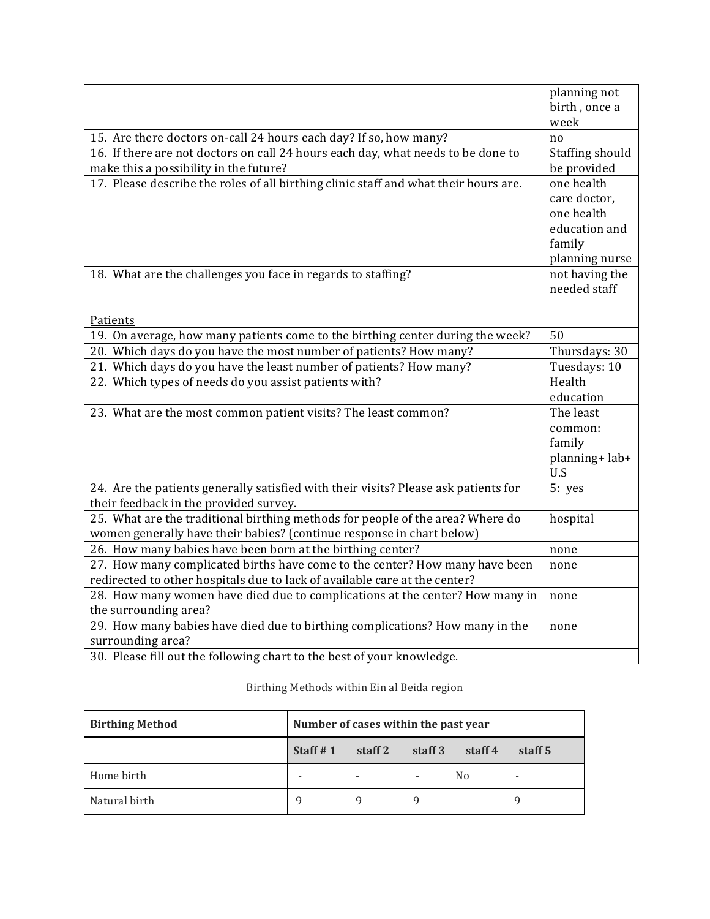| | |
|---|---|
| | planning not birth , once a week |
| 15. Are there doctors on-call 24 hours each day? If so, how many? | no |
| 16. If there are not doctors on call 24 hours each day, what needs to be done to make this a possibility in the future? | Staffing should be provided |
| 17. Please describe the roles of all birthing clinic staff and what their hours are. | one health care doctor, one health education and family planning nurse |
| 18. What are the challenges you face in regards to staffing? | not having the needed staff |
| | |
| Patients | |
| 19. On average, how many patients come to the birthing center during the week? | 50 |
| 20. Which days do you have the most number of patients? How many? | Thursdays: 30 |
| 21. Which days do you have the least number of patients? How many? | Tuesdays: 10 |
| 22. Which types of needs do you assist patients with? | Health education |
| 23. What are the most common patient visits? The least common? | The least common: family planning+ lab+ U.S |
| 24. Are the patients generally satisfied with their visits? Please ask patients for their feedback in the provided survey. | 5: yes |
| 25. What are the traditional birthing methods for people of the area? Where do women generally have their babies? (continue response in chart below) | hospital |
| 26. How many babies have been born at the birthing center? | none |
| 27. How many complicated births have come to the center? How many have been redirected to other hospitals due to lack of available care at the center? | none |
| 28. How many women have died due to complications at the center? How many in the surrounding area? | none |
| 29. How many babies have died due to birthing complications? How many in the surrounding area? | none |
| 30. Please fill out the following chart to the best of your knowledge. | |

Birthing Methods within Ein al Beida region

| **Birthing Method** | **Number of cases within the past year** | | | | |
|---|---|---|---|---|---|
| | **Staff # 1** | **staff 2** | **staff 3** | **staff 4** | **staff 5** |
| Home birth | - | - | - | No | - |
| Natural birth | 9 | 9 | 9 | | 9 |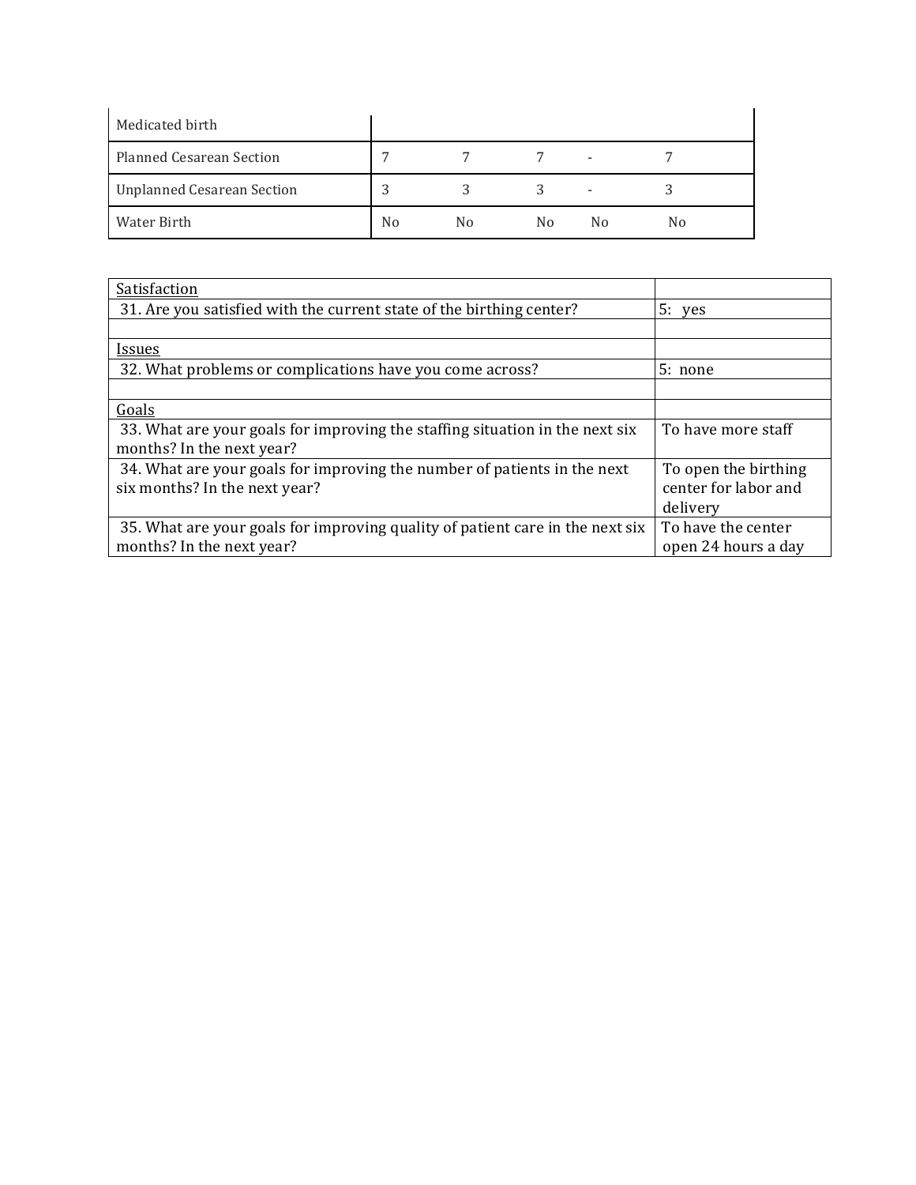| | | | | | |
|---|---|---|---|---|---|
| Medicated birth | | | | | |
| Planned Cesarean Section | 7 | 7 | 7 | - | 7 |
| Unplanned Cesarean Section | 3 | 3 | 3 | - | 3 |
| Water Birth | No | No | No | No | No |

| | |
|---|---|
| <u>Satisfaction</u> | |
| 31. Are you satisfied with the current state of the birthing center? | 5: yes |
| | |
| <u>Issues</u> | |
| 32. What problems or complications have you come across? | 5: none |
| | |
| <u>Goals</u> | |
| 33. What are your goals for improving the staffing situation in the next six months? In the next year? | To have more staff |
| 34. What are your goals for improving the number of patients in the next six months? In the next year? | To open the birthing center for labor and delivery |
| 35. What are your goals for improving quality of patient care in the next six months? In the next year? | To have the center open 24 hours a day |